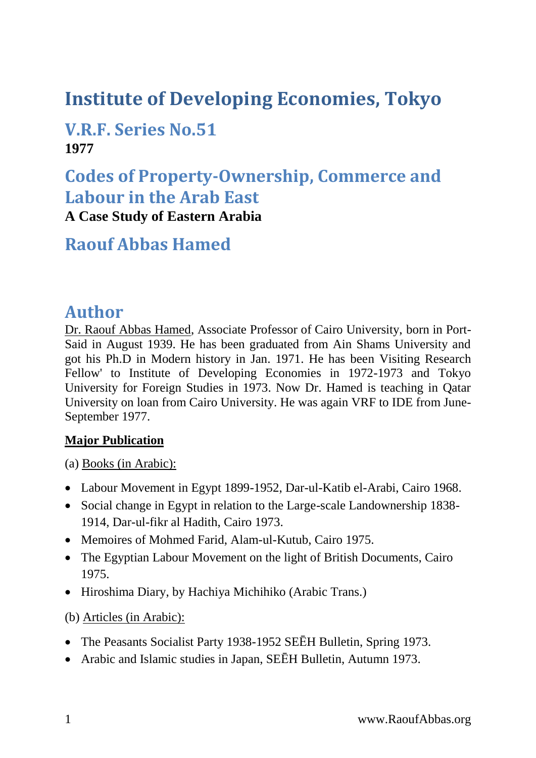# Institute of Developing Economies, Tokyo

## V.R.F. Series No.51

**1977**

## Codes of Property-Ownership, Commerce and Labour in the Arab East

**A Case Study of Eastern Arabia**

## Raouf Abbas Hamed

## Author

Dr. Raouf Abbas Hamed, Associate Professor of Cairo University, born in Port-Said in August 1939. He has been graduated from Ain Shams University and got his Ph.D in Modern history in Jan. 1971. He has been Visiting Research Fellow' to Institute of Developing Economies in 1972-1973 and Tokyo University for Foreign Studies in 1973. Now Dr. Hamed is teaching in Qatar University on loan from Cairo University. He was again VRF to IDE from June-September 1977.

**Major Publication**

(a) Books (in Arabic):

- Labour Movement in Egypt 1899-1952, Dar-ul-Katib el-Arabi, Cairo 1968.
- Social change in Egypt in relation to the Large-scale Landownership 1838-1914, Dar-ul-fikr al Hadith, Cairo 1973.
- Memoires of Mohmed Farid, Alam-ul-Kutub, Cairo 1975.
- The Egyptian Labour Movement on the light of British Documents, Cairo 1975.
- Hiroshima Diary, by Hachiya Michihiko (Arabic Trans.)

(b) Articles (in Arabic):

- The Peasants Socialist Party 1938-1952 SEĒH Bulletin, Spring 1973.
- Arabic and Islamic studies in Japan, SEĒH Bulletin, Autumn 1973.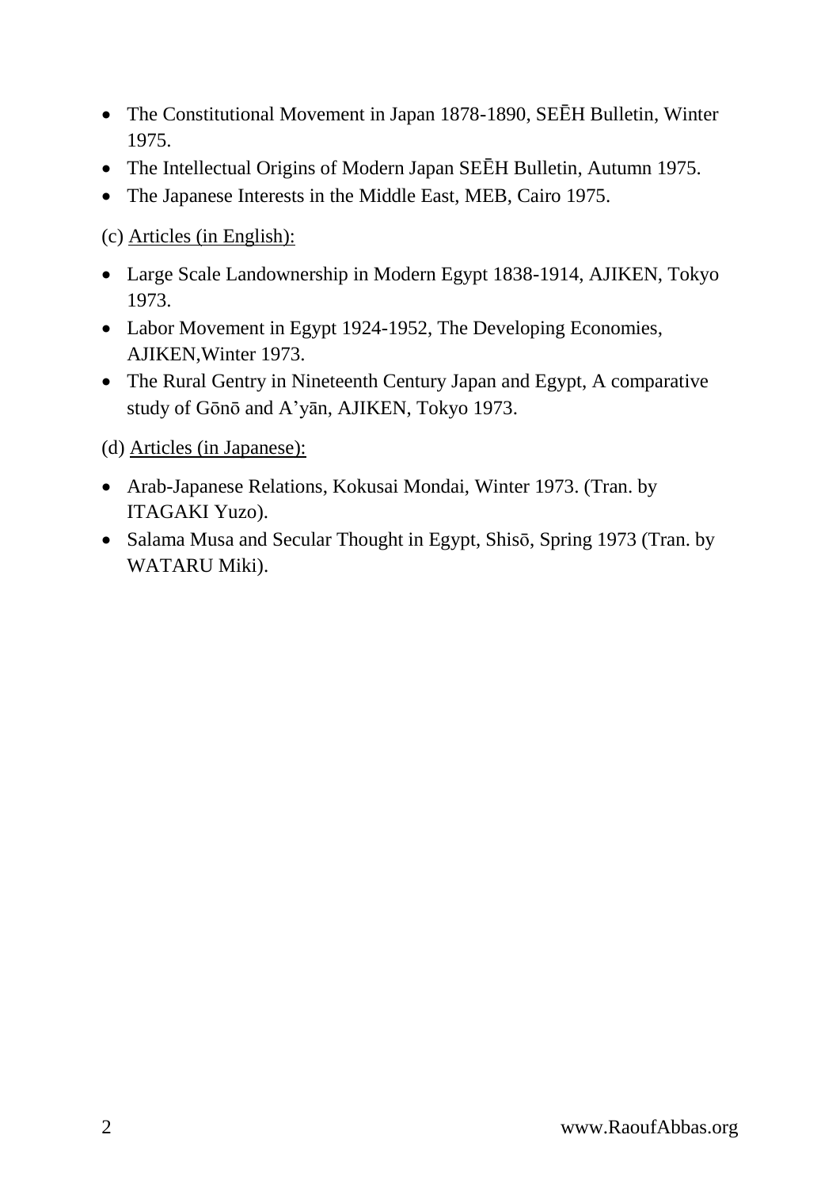- The Constitutional Movement in Japan 1878-1890, SEĒH Bulletin, Winter 1975.
- The Intellectual Origins of Modern Japan SEĒH Bulletin, Autumn 1975.
- The Japanese Interests in the Middle East, MEB, Cairo 1975.

(c) Articles (in English):

- Large Scale Landownership in Modern Egypt 1838-1914, AJIKEN, Tokyo 1973.
- Labor Movement in Egypt 1924-1952, The Developing Economies, AJIKEN,Winter 1973.
- The Rural Gentry in Nineteenth Century Japan and Egypt, A comparative study of Gōnō and A'yān, AJIKEN, Tokyo 1973.

(d) Articles (in Japanese):

- Arab-Japanese Relations, Kokusai Mondai, Winter 1973. (Tran. by ITAGAKI Yuzo).
- Salama Musa and Secular Thought in Egypt, Shisō, Spring 1973 (Tran. by WATARU Miki).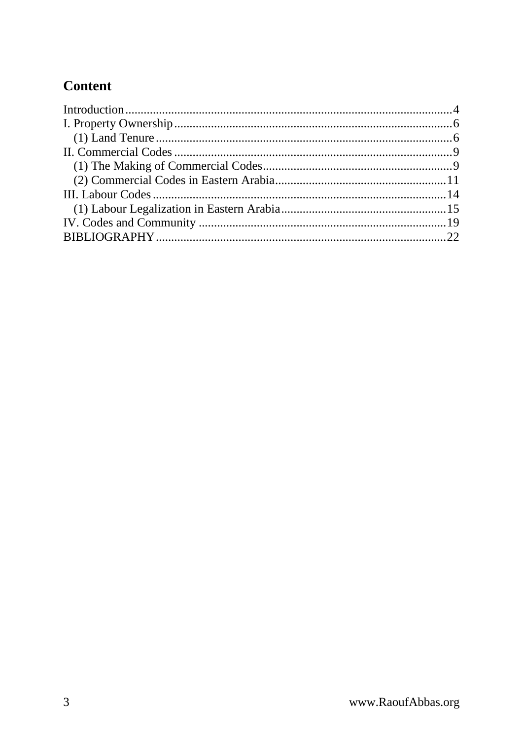## Content

- Introduction ........ 4
- I. Property Ownership ........ 6
  - (1) Land Tenure ........ 6
- II. Commercial Codes ........ 9
  - (1) The Making of Commercial Codes ........ 9
  - (2) Commercial Codes in Eastern Arabia ........ 11
- III. Labour Codes ........ 14
  - (1) Labour Legalization in Eastern Arabia ........ 15
- IV. Codes and Community ........ 19
- BIBLIOGRAPHY ........ 22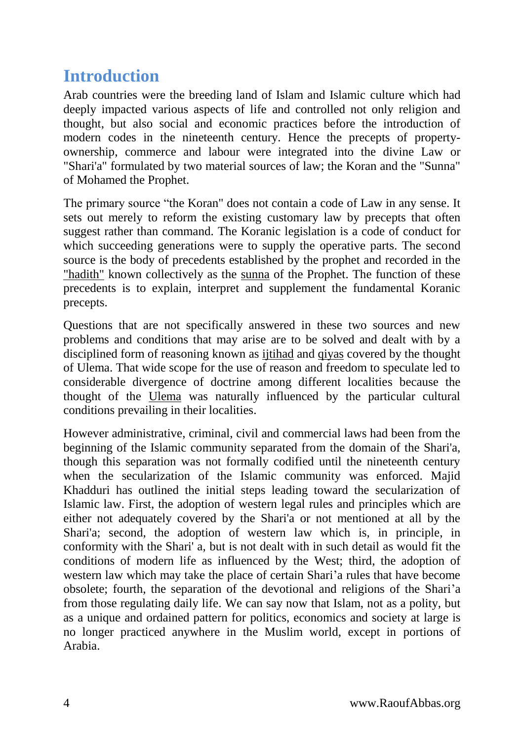## Introduction

Arab countries were the breeding land of Islam and Islamic culture which had deeply impacted various aspects of life and controlled not only religion and thought, but also social and economic practices before the introduction of modern codes in the nineteenth century. Hence the precepts of property-ownership, commerce and labour were integrated into the divine Law or "Shari'a" formulated by two material sources of law; the Koran and the "Sunna" of Mohamed the Prophet.

The primary source “the Koran" does not contain a code of Law in any sense. It sets out merely to reform the existing customary law by precepts that often suggest rather than command. The Koranic legislation is a code of conduct for which succeeding generations were to supply the operative parts. The second source is the body of precedents established by the prophet and recorded in the "hadith" known collectively as the sunna of the Prophet. The function of these precedents is to explain, interpret and supplement the fundamental Koranic precepts.

Questions that are not specifically answered in these two sources and new problems and conditions that may arise are to be solved and dealt with by a disciplined form of reasoning known as ijtihad and qiyas covered by the thought of Ulema. That wide scope for the use of reason and freedom to speculate led to considerable divergence of doctrine among different localities because the thought of the Ulema was naturally influenced by the particular cultural conditions prevailing in their localities.

However administrative, criminal, civil and commercial laws had been from the beginning of the Islamic community separated from the domain of the Shari'a, though this separation was not formally codified until the nineteenth century when the secularization of the Islamic community was enforced. Majid Khadduri has outlined the initial steps leading toward the secularization of Islamic law. First, the adoption of western legal rules and principles which are either not adequately covered by the Shari'a or not mentioned at all by the Shari'a; second, the adoption of western law which is, in principle, in conformity with the Shari' a, but is not dealt with in such detail as would fit the conditions of modern life as influenced by the West; third, the adoption of western law which may take the place of certain Shari’a rules that have become obsolete; fourth, the separation of the devotional and religions of the Shari’a from those regulating daily life. We can say now that Islam, not as a polity, but as a unique and ordained pattern for politics, economics and society at large is no longer practiced anywhere in the Muslim world, except in portions of Arabia.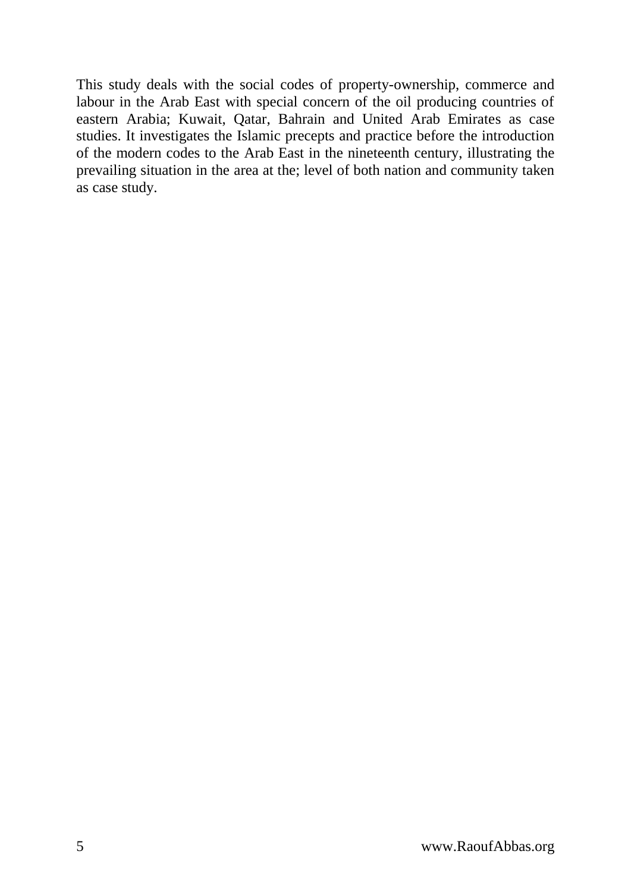This study deals with the social codes of property-ownership, commerce and labour in the Arab East with special concern of the oil producing countries of eastern Arabia; Kuwait, Qatar, Bahrain and United Arab Emirates as case studies. It investigates the Islamic precepts and practice before the introduction of the modern codes to the Arab East in the nineteenth century, illustrating the prevailing situation in the area at the; level of both nation and community taken as case study.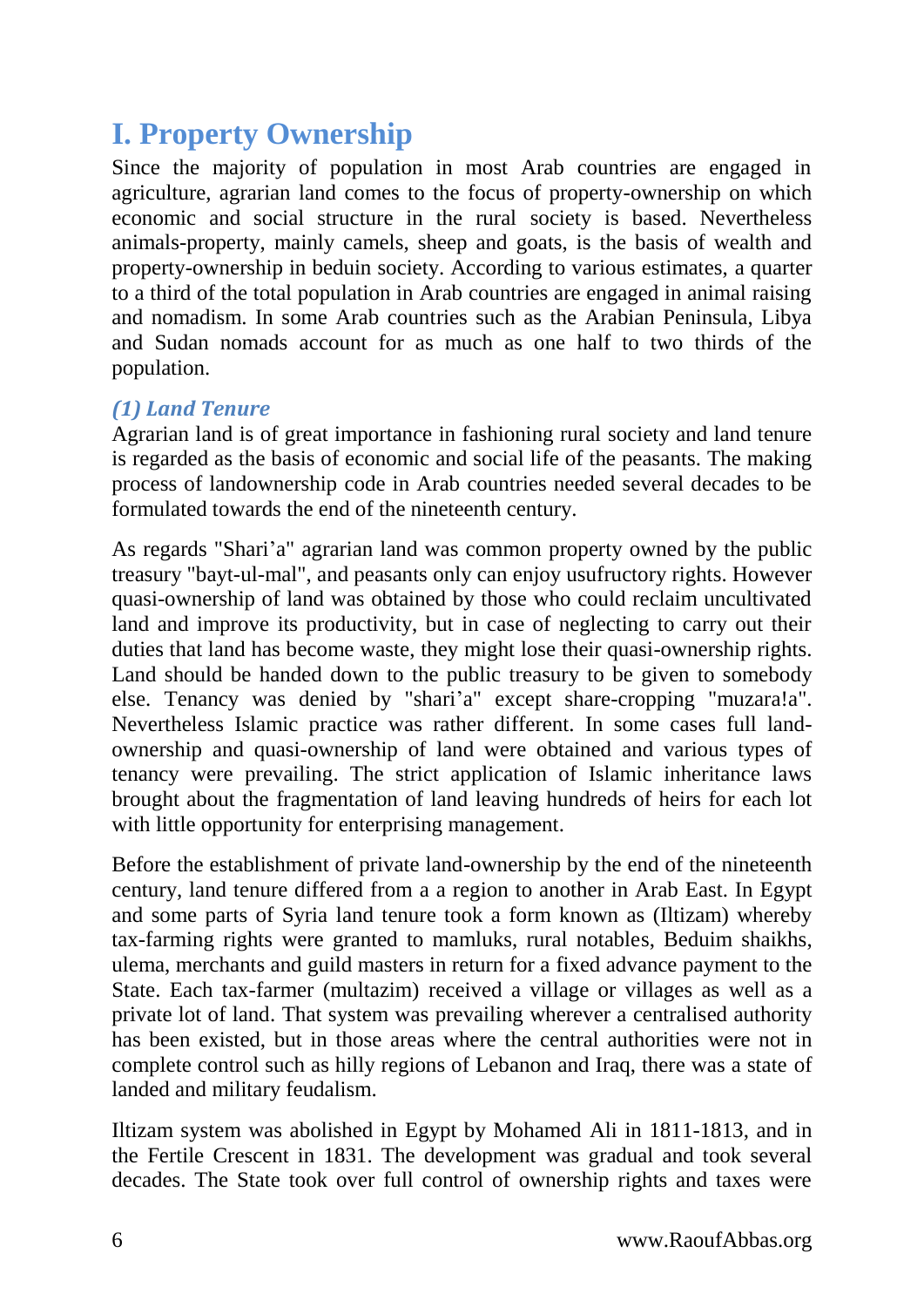# I. Property Ownership

Since the majority of population in most Arab countries are engaged in agriculture, agrarian land comes to the focus of property-ownership on which economic and social structure in the rural society is based. Nevertheless animals-property, mainly camels, sheep and goats, is the basis of wealth and property-ownership in beduin society. According to various estimates, a quarter to a third of the total population in Arab countries are engaged in animal raising and nomadism. In some Arab countries such as the Arabian Peninsula, Libya and Sudan nomads account for as much as one half to two thirds of the population.

### *(1) Land Tenure*

Agrarian land is of great importance in fashioning rural society and land tenure is regarded as the basis of economic and social life of the peasants. The making process of landownership code in Arab countries needed several decades to be formulated towards the end of the nineteenth century.

As regards "Shari'a" agrarian land was common property owned by the public treasury "bayt-ul-mal", and peasants only can enjoy usufructory rights. However quasi-ownership of land was obtained by those who could reclaim uncultivated land and improve its productivity, but in case of neglecting to carry out their duties that land has become waste, they might lose their quasi-ownership rights. Land should be handed down to the public treasury to be given to somebody else. Tenancy was denied by "shari'a" except share-cropping "muzara!a". Nevertheless Islamic practice was rather different. In some cases full land-ownership and quasi-ownership of land were obtained and various types of tenancy were prevailing. The strict application of Islamic inheritance laws brought about the fragmentation of land leaving hundreds of heirs for each lot with little opportunity for enterprising management.

Before the establishment of private land-ownership by the end of the nineteenth century, land tenure differed from a a region to another in Arab East. In Egypt and some parts of Syria land tenure took a form known as (Iltizam) whereby tax-farming rights were granted to mamluks, rural notables, Beduim shaikhs, ulema, merchants and guild masters in return for a fixed advance payment to the State. Each tax-farmer (multazim) received a village or villages as well as a private lot of land. That system was prevailing wherever a centralised authority has been existed, but in those areas where the central authorities were not in complete control such as hilly regions of Lebanon and Iraq, there was a state of landed and military feudalism.

Iltizam system was abolished in Egypt by Mohamed Ali in 1811-1813, and in the Fertile Crescent in 1831. The development was gradual and took several decades. The State took over full control of ownership rights and taxes were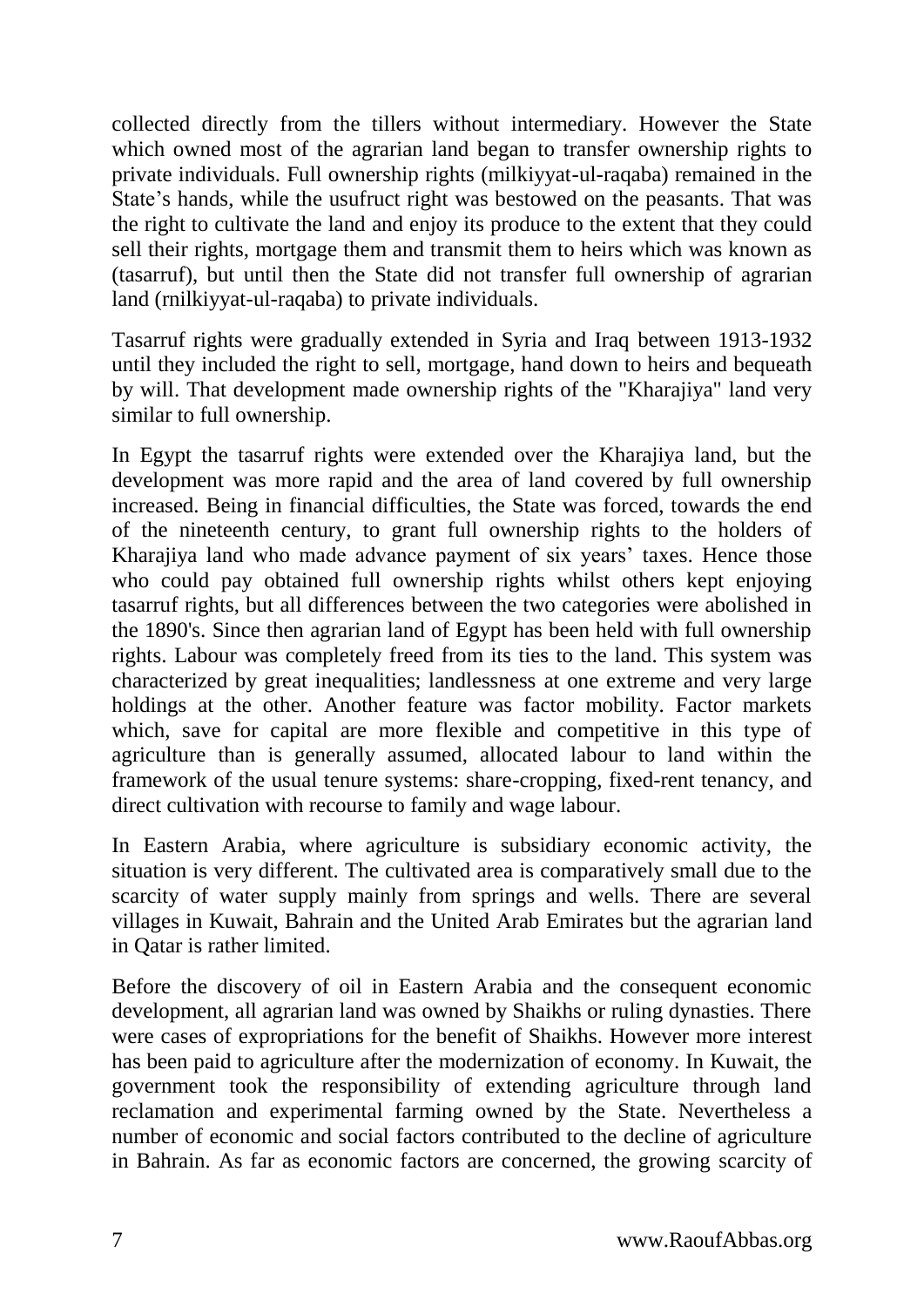collected directly from the tillers without intermediary. However the State which owned most of the agrarian land began to transfer ownership rights to private individuals. Full ownership rights (milkiyyat-ul-raqaba) remained in the State's hands, while the usufruct right was bestowed on the peasants. That was the right to cultivate the land and enjoy its produce to the extent that they could sell their rights, mortgage them and transmit them to heirs which was known as (tasarruf), but until then the State did not transfer full ownership of agrarian land (rnilkiyyat-ul-raqaba) to private individuals.

Tasarruf rights were gradually extended in Syria and Iraq between 1913-1932 until they included the right to sell, mortgage, hand down to heirs and bequeath by will. That development made ownership rights of the "Kharajiya" land very similar to full ownership.

In Egypt the tasarruf rights were extended over the Kharajiya land, but the development was more rapid and the area of land covered by full ownership increased. Being in financial difficulties, the State was forced, towards the end of the nineteenth century, to grant full ownership rights to the holders of Kharajiya land who made advance payment of six years' taxes. Hence those who could pay obtained full ownership rights whilst others kept enjoying tasarruf rights, but all differences between the two categories were abolished in the 1890's. Since then agrarian land of Egypt has been held with full ownership rights. Labour was completely freed from its ties to the land. This system was characterized by great inequalities; landlessness at one extreme and very large holdings at the other. Another feature was factor mobility. Factor markets which, save for capital are more flexible and competitive in this type of agriculture than is generally assumed, allocated labour to land within the framework of the usual tenure systems: share-cropping, fixed-rent tenancy, and direct cultivation with recourse to family and wage labour.

In Eastern Arabia, where agriculture is subsidiary economic activity, the situation is very different. The cultivated area is comparatively small due to the scarcity of water supply mainly from springs and wells. There are several villages in Kuwait, Bahrain and the United Arab Emirates but the agrarian land in Qatar is rather limited.

Before the discovery of oil in Eastern Arabia and the consequent economic development, all agrarian land was owned by Shaikhs or ruling dynasties. There were cases of expropriations for the benefit of Shaikhs. However more interest has been paid to agriculture after the modernization of economy. In Kuwait, the government took the responsibility of extending agriculture through land reclamation and experimental farming owned by the State. Nevertheless a number of economic and social factors contributed to the decline of agriculture in Bahrain. As far as economic factors are concerned, the growing scarcity of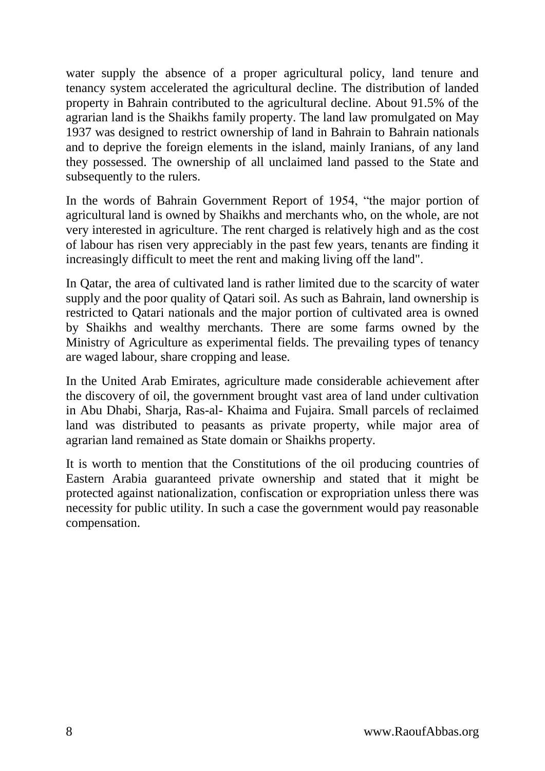water supply the absence of a proper agricultural policy, land tenure and tenancy system accelerated the agricultural decline. The distribution of landed property in Bahrain contributed to the agricultural decline. About 91.5% of the agrarian land is the Shaikhs family property. The land law promulgated on May 1937 was designed to restrict ownership of land in Bahrain to Bahrain nationals and to deprive the foreign elements in the island, mainly Iranians, of any land they possessed. The ownership of all unclaimed land passed to the State and subsequently to the rulers.

In the words of Bahrain Government Report of 1954, “the major portion of agricultural land is owned by Shaikhs and merchants who, on the whole, are not very interested in agriculture. The rent charged is relatively high and as the cost of labour has risen very appreciably in the past few years, tenants are finding it increasingly difficult to meet the rent and making living off the land".

In Qatar, the area of cultivated land is rather limited due to the scarcity of water supply and the poor quality of Qatari soil. As such as Bahrain, land ownership is restricted to Qatari nationals and the major portion of cultivated area is owned by Shaikhs and wealthy merchants. There are some farms owned by the Ministry of Agriculture as experimental fields. The prevailing types of tenancy are waged labour, share cropping and lease.

In the United Arab Emirates, agriculture made considerable achievement after the discovery of oil, the government brought vast area of land under cultivation in Abu Dhabi, Sharja, Ras-al- Khaima and Fujaira. Small parcels of reclaimed land was distributed to peasants as private property, while major area of agrarian land remained as State domain or Shaikhs property.

It is worth to mention that the Constitutions of the oil producing countries of Eastern Arabia guaranteed private ownership and stated that it might be protected against nationalization, confiscation or expropriation unless there was necessity for public utility. In such a case the government would pay reasonable compensation.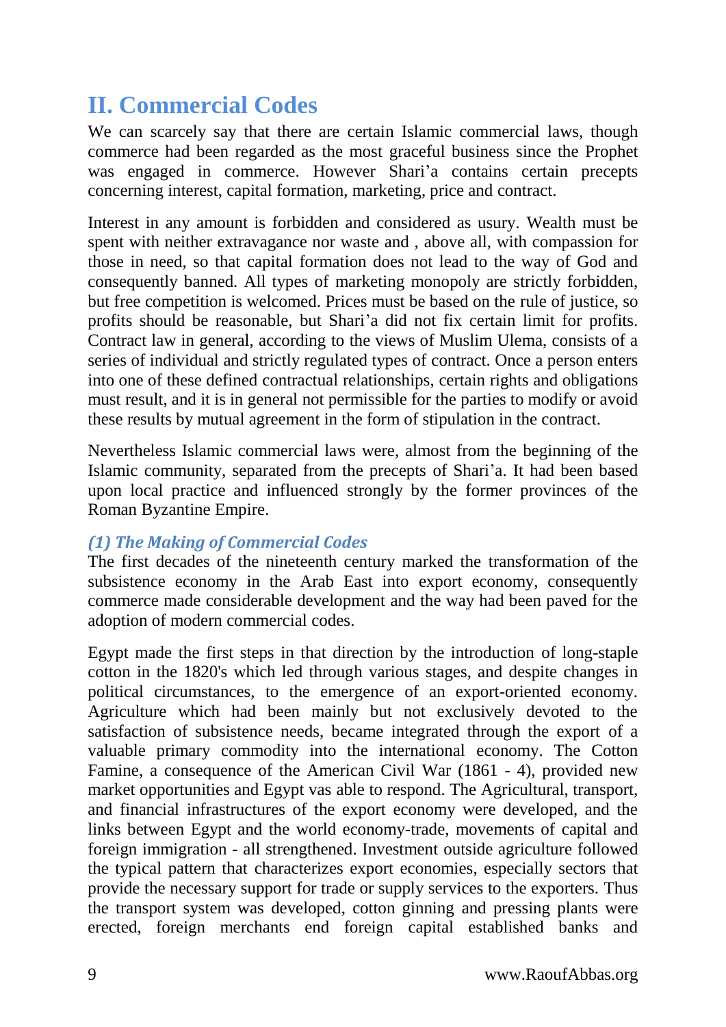## II. Commercial Codes

We can scarcely say that there are certain Islamic commercial laws, though commerce had been regarded as the most graceful business since the Prophet was engaged in commerce. However Shari'a contains certain precepts concerning interest, capital formation, marketing, price and contract.

Interest in any amount is forbidden and considered as usury. Wealth must be spent with neither extravagance nor waste and , above all, with compassion for those in need, so that capital formation does not lead to the way of God and consequently banned. All types of marketing monopoly are strictly forbidden, but free competition is welcomed. Prices must be based on the rule of justice, so profits should be reasonable, but Shari'a did not fix certain limit for profits. Contract law in general, according to the views of Muslim Ulema, consists of a series of individual and strictly regulated types of contract. Once a person enters into one of these defined contractual relationships, certain rights and obligations must result, and it is in general not permissible for the parties to modify or avoid these results by mutual agreement in the form of stipulation in the contract.

Nevertheless Islamic commercial laws were, almost from the beginning of the Islamic community, separated from the precepts of Shari'a. It had been based upon local practice and influenced strongly by the former provinces of the Roman Byzantine Empire.

### *(1) The Making of Commercial Codes*

The first decades of the nineteenth century marked the transformation of the subsistence economy in the Arab East into export economy, consequently commerce made considerable development and the way had been paved for the adoption of modern commercial codes.

Egypt made the first steps in that direction by the introduction of long-staple cotton in the 1820's which led through various stages, and despite changes in political circumstances, to the emergence of an export-oriented economy. Agriculture which had been mainly but not exclusively devoted to the satisfaction of subsistence needs, became integrated through the export of a valuable primary commodity into the international economy. The Cotton Famine, a consequence of the American Civil War (1861 - 4), provided new market opportunities and Egypt vas able to respond. The Agricultural, transport, and financial infrastructures of the export economy were developed, and the links between Egypt and the world economy-trade, movements of capital and foreign immigration - all strengthened. Investment outside agriculture followed the typical pattern that characterizes export economies, especially sectors that provide the necessary support for trade or supply services to the exporters. Thus the transport system was developed, cotton ginning and pressing plants were erected, foreign merchants end foreign capital established banks and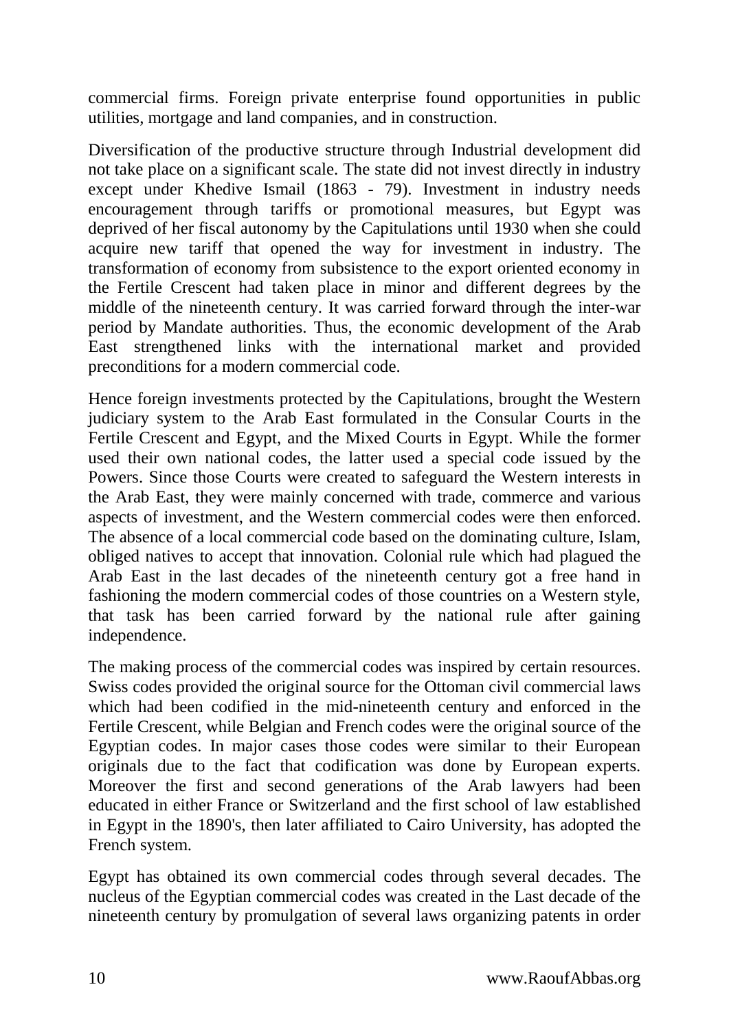commercial firms. Foreign private enterprise found opportunities in public utilities, mortgage and land companies, and in construction.

Diversification of the productive structure through Industrial development did not take place on a significant scale. The state did not invest directly in industry except under Khedive Ismail (1863 - 79). Investment in industry needs encouragement through tariffs or promotional measures, but Egypt was deprived of her fiscal autonomy by the Capitulations until 1930 when she could acquire new tariff that opened the way for investment in industry. The transformation of economy from subsistence to the export oriented economy in the Fertile Crescent had taken place in minor and different degrees by the middle of the nineteenth century. It was carried forward through the inter-war period by Mandate authorities. Thus, the economic development of the Arab East strengthened links with the international market and provided preconditions for a modern commercial code.

Hence foreign investments protected by the Capitulations, brought the Western judiciary system to the Arab East formulated in the Consular Courts in the Fertile Crescent and Egypt, and the Mixed Courts in Egypt. While the former used their own national codes, the latter used a special code issued by the Powers. Since those Courts were created to safeguard the Western interests in the Arab East, they were mainly concerned with trade, commerce and various aspects of investment, and the Western commercial codes were then enforced. The absence of a local commercial code based on the dominating culture, Islam, obliged natives to accept that innovation. Colonial rule which had plagued the Arab East in the last decades of the nineteenth century got a free hand in fashioning the modern commercial codes of those countries on a Western style, that task has been carried forward by the national rule after gaining independence.

The making process of the commercial codes was inspired by certain resources. Swiss codes provided the original source for the Ottoman civil commercial laws which had been codified in the mid-nineteenth century and enforced in the Fertile Crescent, while Belgian and French codes were the original source of the Egyptian codes. In major cases those codes were similar to their European originals due to the fact that codification was done by European experts. Moreover the first and second generations of the Arab lawyers had been educated in either France or Switzerland and the first school of law established in Egypt in the 1890's, then later affiliated to Cairo University, has adopted the French system.

Egypt has obtained its own commercial codes through several decades. The nucleus of the Egyptian commercial codes was created in the Last decade of the nineteenth century by promulgation of several laws organizing patents in order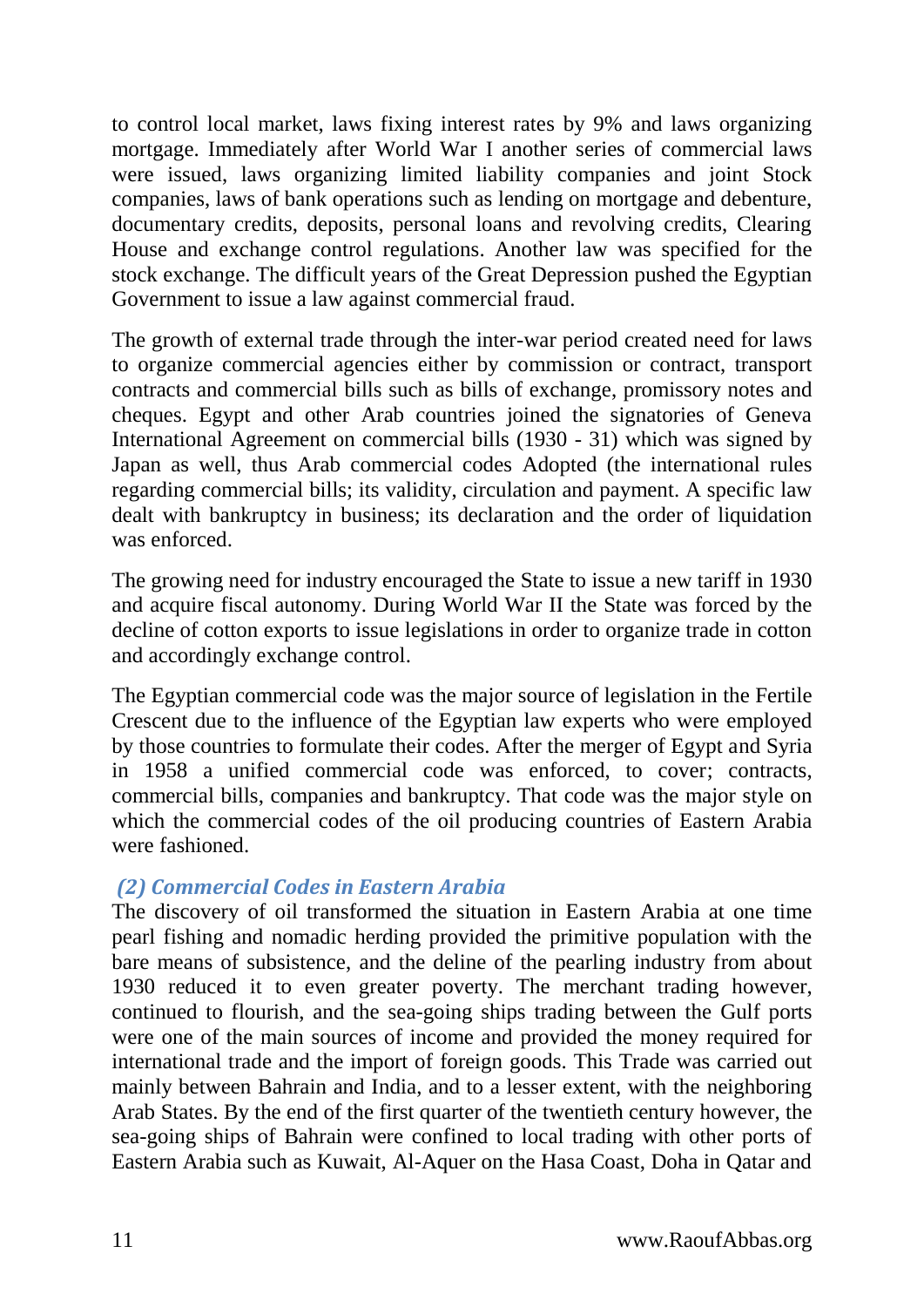to control local market, laws fixing interest rates by 9% and laws organizing mortgage. Immediately after World War I another series of commercial laws were issued, laws organizing limited liability companies and joint Stock companies, laws of bank operations such as lending on mortgage and debenture, documentary credits, deposits, personal loans and revolving credits, Clearing House and exchange control regulations. Another law was specified for the stock exchange. The difficult years of the Great Depression pushed the Egyptian Government to issue a law against commercial fraud.

The growth of external trade through the inter-war period created need for laws to organize commercial agencies either by commission or contract, transport contracts and commercial bills such as bills of exchange, promissory notes and cheques. Egypt and other Arab countries joined the signatories of Geneva International Agreement on commercial bills (1930 - 31) which was signed by Japan as well, thus Arab commercial codes Adopted (the international rules regarding commercial bills; its validity, circulation and payment. A specific law dealt with bankruptcy in business; its declaration and the order of liquidation was enforced.

The growing need for industry encouraged the State to issue a new tariff in 1930 and acquire fiscal autonomy. During World War II the State was forced by the decline of cotton exports to issue legislations in order to organize trade in cotton and accordingly exchange control.

The Egyptian commercial code was the major source of legislation in the Fertile Crescent due to the influence of the Egyptian law experts who were employed by those countries to formulate their codes. After the merger of Egypt and Syria in 1958 a unified commercial code was enforced, to cover; contracts, commercial bills, companies and bankruptcy. That code was the major style on which the commercial codes of the oil producing countries of Eastern Arabia were fashioned.

### *(2) Commercial Codes in Eastern Arabia*

The discovery of oil transformed the situation in Eastern Arabia at one time pearl fishing and nomadic herding provided the primitive population with the bare means of subsistence, and the deline of the pearling industry from about 1930 reduced it to even greater poverty. The merchant trading however, continued to flourish, and the sea-going ships trading between the Gulf ports were one of the main sources of income and provided the money required for international trade and the import of foreign goods. This Trade was carried out mainly between Bahrain and India, and to a lesser extent, with the neighboring Arab States. By the end of the first quarter of the twentieth century however, the sea-going ships of Bahrain were confined to local trading with other ports of Eastern Arabia such as Kuwait, Al-Aquer on the Hasa Coast, Doha in Qatar and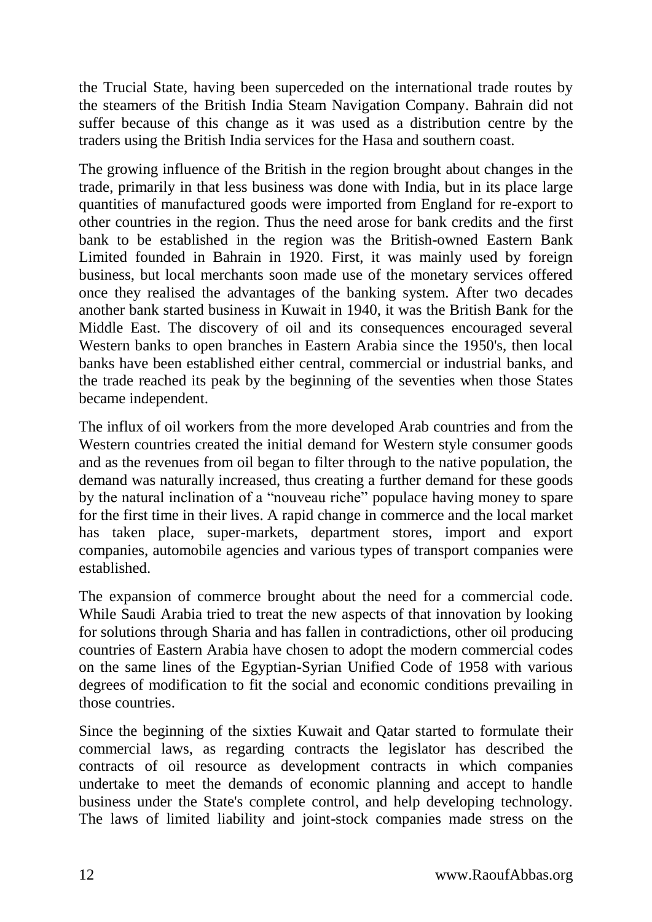the Trucial State, having been superceded on the international trade routes by the steamers of the British India Steam Navigation Company. Bahrain did not suffer because of this change as it was used as a distribution centre by the traders using the British India services for the Hasa and southern coast.

The growing influence of the British in the region brought about changes in the trade, primarily in that less business was done with India, but in its place large quantities of manufactured goods were imported from England for re-export to other countries in the region. Thus the need arose for bank credits and the first bank to be established in the region was the British-owned Eastern Bank Limited founded in Bahrain in 1920. First, it was mainly used by foreign business, but local merchants soon made use of the monetary services offered once they realised the advantages of the banking system. After two decades another bank started business in Kuwait in 1940, it was the British Bank for the Middle East. The discovery of oil and its consequences encouraged several Western banks to open branches in Eastern Arabia since the 1950's, then local banks have been established either central, commercial or industrial banks, and the trade reached its peak by the beginning of the seventies when those States became independent.

The influx of oil workers from the more developed Arab countries and from the Western countries created the initial demand for Western style consumer goods and as the revenues from oil began to filter through to the native population, the demand was naturally increased, thus creating a further demand for these goods by the natural inclination of a "nouveau riche" populace having money to spare for the first time in their lives. A rapid change in commerce and the local market has taken place, super-markets, department stores, import and export companies, automobile agencies and various types of transport companies were established.

The expansion of commerce brought about the need for a commercial code. While Saudi Arabia tried to treat the new aspects of that innovation by looking for solutions through Sharia and has fallen in contradictions, other oil producing countries of Eastern Arabia have chosen to adopt the modern commercial codes on the same lines of the Egyptian-Syrian Unified Code of 1958 with various degrees of modification to fit the social and economic conditions prevailing in those countries.

Since the beginning of the sixties Kuwait and Qatar started to formulate their commercial laws, as regarding contracts the legislator has described the contracts of oil resource as development contracts in which companies undertake to meet the demands of economic planning and accept to handle business under the State's complete control, and help developing technology. The laws of limited liability and joint-stock companies made stress on the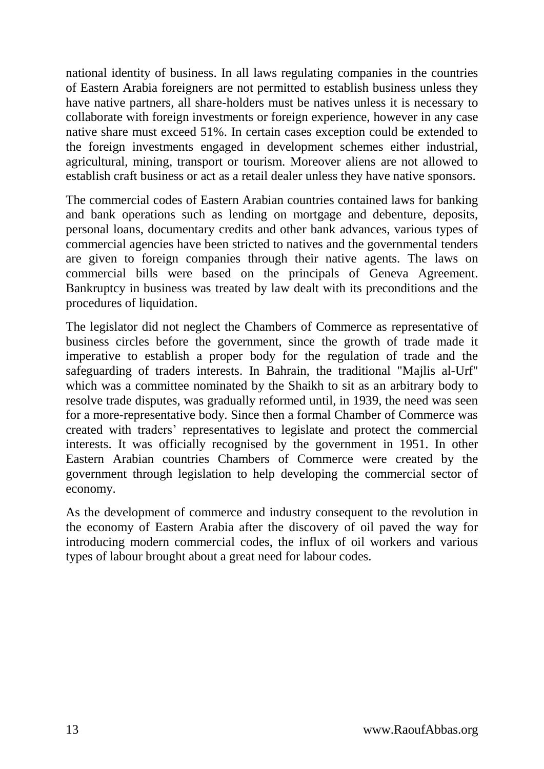national identity of business. In all laws regulating companies in the countries of Eastern Arabia foreigners are not permitted to establish business unless they have native partners, all share-holders must be natives unless it is necessary to collaborate with foreign investments or foreign experience, however in any case native share must exceed 51%. In certain cases exception could be extended to the foreign investments engaged in development schemes either industrial, agricultural, mining, transport or tourism. Moreover aliens are not allowed to establish craft business or act as a retail dealer unless they have native sponsors.

The commercial codes of Eastern Arabian countries contained laws for banking and bank operations such as lending on mortgage and debenture, deposits, personal loans, documentary credits and other bank advances, various types of commercial agencies have been stricted to natives and the governmental tenders are given to foreign companies through their native agents. The laws on commercial bills were based on the principals of Geneva Agreement. Bankruptcy in business was treated by law dealt with its preconditions and the procedures of liquidation.

The legislator did not neglect the Chambers of Commerce as representative of business circles before the government, since the growth of trade made it imperative to establish a proper body for the regulation of trade and the safeguarding of traders interests. In Bahrain, the traditional "Majlis al-Urf" which was a committee nominated by the Shaikh to sit as an arbitrary body to resolve trade disputes, was gradually reformed until, in 1939, the need was seen for a more-representative body. Since then a formal Chamber of Commerce was created with traders' representatives to legislate and protect the commercial interests. It was officially recognised by the government in 1951. In other Eastern Arabian countries Chambers of Commerce were created by the government through legislation to help developing the commercial sector of economy.

As the development of commerce and industry consequent to the revolution in the economy of Eastern Arabia after the discovery of oil paved the way for introducing modern commercial codes, the influx of oil workers and various types of labour brought about a great need for labour codes.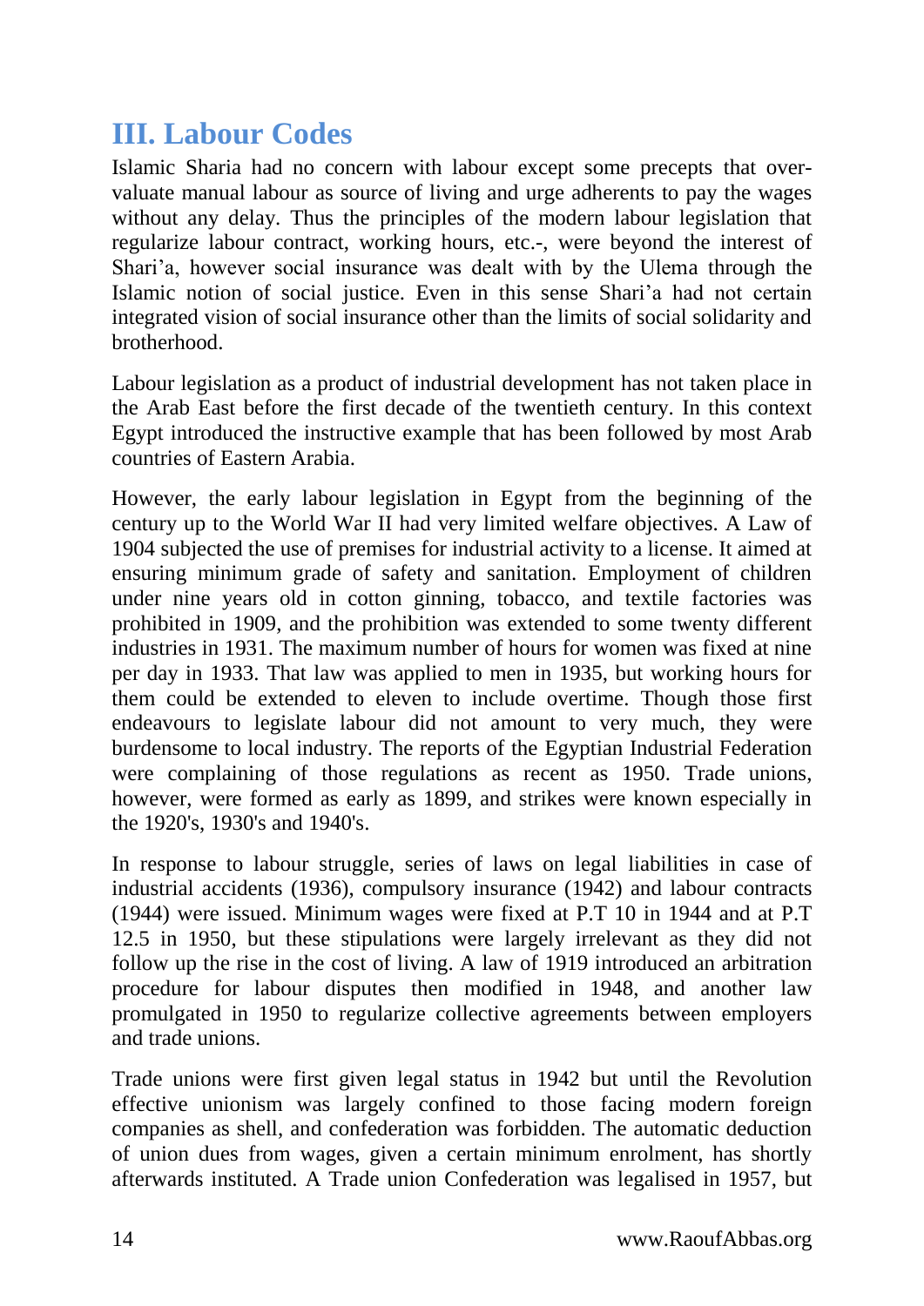## III. Labour Codes

Islamic Sharia had no concern with labour except some precepts that over-valuate manual labour as source of living and urge adherents to pay the wages without any delay. Thus the principles of the modern labour legislation that regularize labour contract, working hours, etc.-, were beyond the interest of Shari'a, however social insurance was dealt with by the Ulema through the Islamic notion of social justice. Even in this sense Shari'a had not certain integrated vision of social insurance other than the limits of social solidarity and brotherhood.

Labour legislation as a product of industrial development has not taken place in the Arab East before the first decade of the twentieth century. In this context Egypt introduced the instructive example that has been followed by most Arab countries of Eastern Arabia.

However, the early labour legislation in Egypt from the beginning of the century up to the World War II had very limited welfare objectives. A Law of 1904 subjected the use of premises for industrial activity to a license. It aimed at ensuring minimum grade of safety and sanitation. Employment of children under nine years old in cotton ginning, tobacco, and textile factories was prohibited in 1909, and the prohibition was extended to some twenty different industries in 1931. The maximum number of hours for women was fixed at nine per day in 1933. That law was applied to men in 1935, but working hours for them could be extended to eleven to include overtime. Though those first endeavours to legislate labour did not amount to very much, they were burdensome to local industry. The reports of the Egyptian Industrial Federation were complaining of those regulations as recent as 1950. Trade unions, however, were formed as early as 1899, and strikes were known especially in the 1920's, 1930's and 1940's.

In response to labour struggle, series of laws on legal liabilities in case of industrial accidents (1936), compulsory insurance (1942) and labour contracts (1944) were issued. Minimum wages were fixed at P.T 10 in 1944 and at P.T 12.5 in 1950, but these stipulations were largely irrelevant as they did not follow up the rise in the cost of living. A law of 1919 introduced an arbitration procedure for labour disputes then modified in 1948, and another law promulgated in 1950 to regularize collective agreements between employers and trade unions.

Trade unions were first given legal status in 1942 but until the Revolution effective unionism was largely confined to those facing modern foreign companies as shell, and confederation was forbidden. The automatic deduction of union dues from wages, given a certain minimum enrolment, has shortly afterwards instituted. A Trade union Confederation was legalised in 1957, but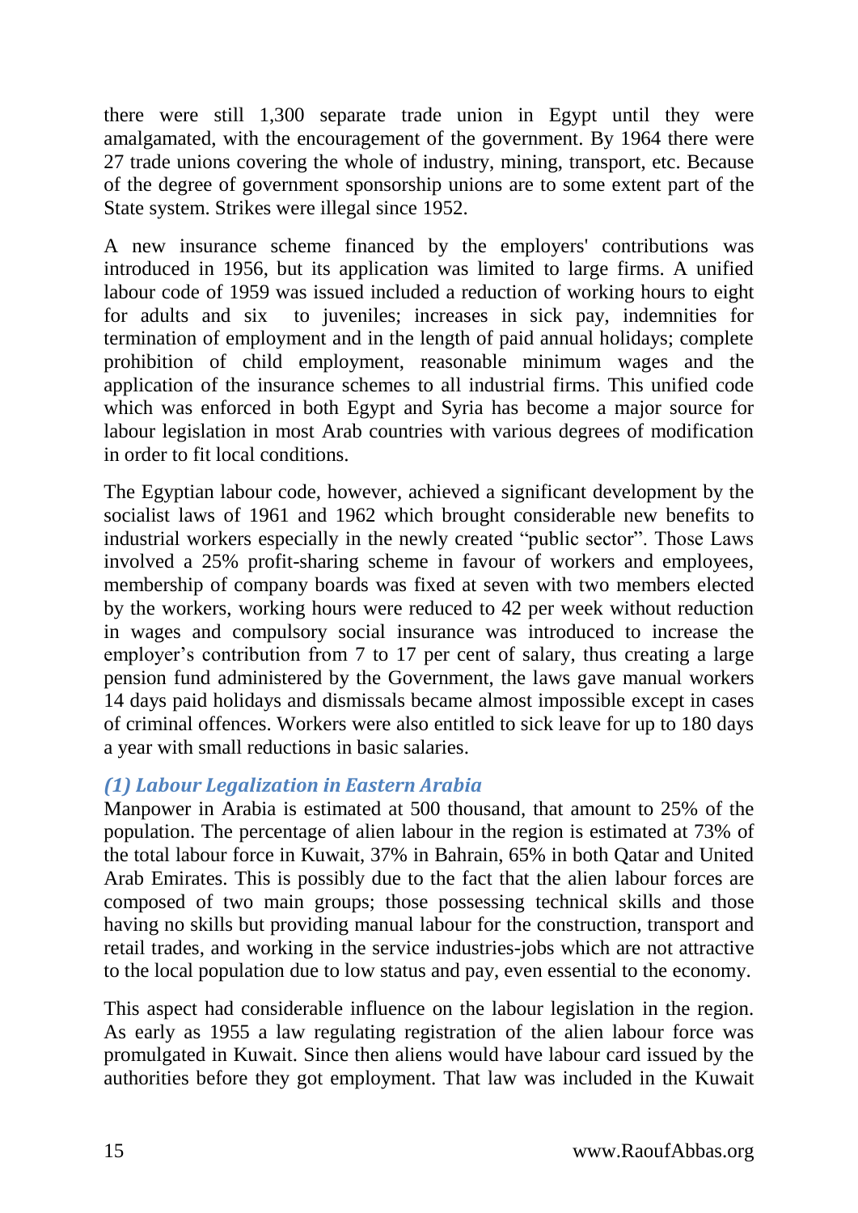there were still 1,300 separate trade union in Egypt until they were amalgamated, with the encouragement of the government. By 1964 there were 27 trade unions covering the whole of industry, mining, transport, etc. Because of the degree of government sponsorship unions are to some extent part of the State system. Strikes were illegal since 1952.

A new insurance scheme financed by the employers' contributions was introduced in 1956, but its application was limited to large firms. A unified labour code of 1959 was issued included a reduction of working hours to eight for adults and six to juveniles; increases in sick pay, indemnities for termination of employment and in the length of paid annual holidays; complete prohibition of child employment, reasonable minimum wages and the application of the insurance schemes to all industrial firms. This unified code which was enforced in both Egypt and Syria has become a major source for labour legislation in most Arab countries with various degrees of modification in order to fit local conditions.

The Egyptian labour code, however, achieved a significant development by the socialist laws of 1961 and 1962 which brought considerable new benefits to industrial workers especially in the newly created "public sector". Those Laws involved a 25% profit-sharing scheme in favour of workers and employees, membership of company boards was fixed at seven with two members elected by the workers, working hours were reduced to 42 per week without reduction in wages and compulsory social insurance was introduced to increase the employer's contribution from 7 to 17 per cent of salary, thus creating a large pension fund administered by the Government, the laws gave manual workers 14 days paid holidays and dismissals became almost impossible except in cases of criminal offences. Workers were also entitled to sick leave for up to 180 days a year with small reductions in basic salaries.

### *(1) Labour Legalization in Eastern Arabia*

Manpower in Arabia is estimated at 500 thousand, that amount to 25% of the population. The percentage of alien labour in the region is estimated at 73% of the total labour force in Kuwait, 37% in Bahrain, 65% in both Qatar and United Arab Emirates. This is possibly due to the fact that the alien labour forces are composed of two main groups; those possessing technical skills and those having no skills but providing manual labour for the construction, transport and retail trades, and working in the service industries-jobs which are not attractive to the local population due to low status and pay, even essential to the economy.

This aspect had considerable influence on the labour legislation in the region. As early as 1955 a law regulating registration of the alien labour force was promulgated in Kuwait. Since then aliens would have labour card issued by the authorities before they got employment. That law was included in the Kuwait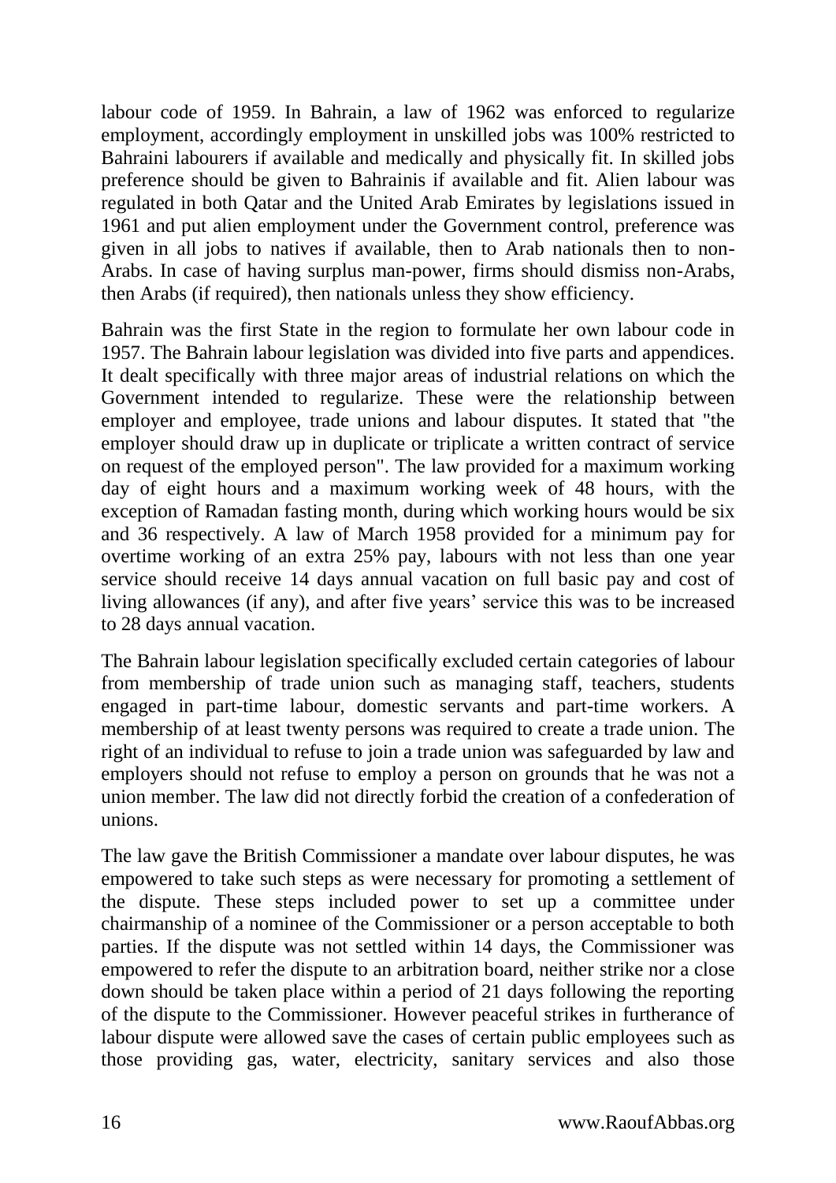labour code of 1959. In Bahrain, a law of 1962 was enforced to regularize employment, accordingly employment in unskilled jobs was 100% restricted to Bahraini labourers if available and medically and physically fit. In skilled jobs preference should be given to Bahrainis if available and fit. Alien labour was regulated in both Qatar and the United Arab Emirates by legislations issued in 1961 and put alien employment under the Government control, preference was given in all jobs to natives if available, then to Arab nationals then to non-Arabs. In case of having surplus man-power, firms should dismiss non-Arabs, then Arabs (if required), then nationals unless they show efficiency.

Bahrain was the first State in the region to formulate her own labour code in 1957. The Bahrain labour legislation was divided into five parts and appendices. It dealt specifically with three major areas of industrial relations on which the Government intended to regularize. These were the relationship between employer and employee, trade unions and labour disputes. It stated that "the employer should draw up in duplicate or triplicate a written contract of service on request of the employed person". The law provided for a maximum working day of eight hours and a maximum working week of 48 hours, with the exception of Ramadan fasting month, during which working hours would be six and 36 respectively. A law of March 1958 provided for a minimum pay for overtime working of an extra 25% pay, labours with not less than one year service should receive 14 days annual vacation on full basic pay and cost of living allowances (if any), and after five years' service this was to be increased to 28 days annual vacation.

The Bahrain labour legislation specifically excluded certain categories of labour from membership of trade union such as managing staff, teachers, students engaged in part-time labour, domestic servants and part-time workers. A membership of at least twenty persons was required to create a trade union. The right of an individual to refuse to join a trade union was safeguarded by law and employers should not refuse to employ a person on grounds that he was not a union member. The law did not directly forbid the creation of a confederation of unions.

The law gave the British Commissioner a mandate over labour disputes, he was empowered to take such steps as were necessary for promoting a settlement of the dispute. These steps included power to set up a committee under chairmanship of a nominee of the Commissioner or a person acceptable to both parties. If the dispute was not settled within 14 days, the Commissioner was empowered to refer the dispute to an arbitration board, neither strike nor a close down should be taken place within a period of 21 days following the reporting of the dispute to the Commissioner. However peaceful strikes in furtherance of labour dispute were allowed save the cases of certain public employees such as those providing gas, water, electricity, sanitary services and also those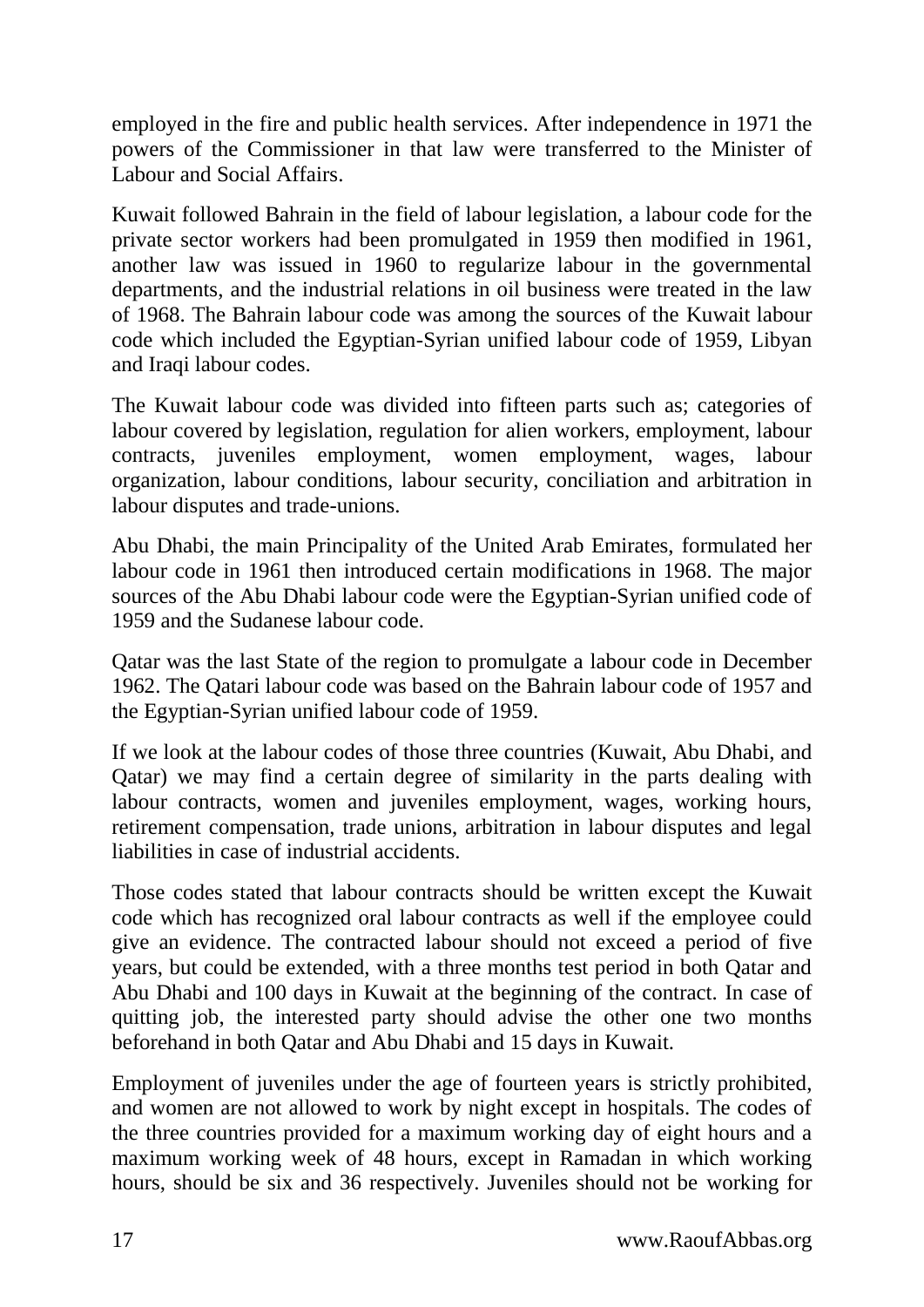employed in the fire and public health services. After independence in 1971 the powers of the Commissioner in that law were transferred to the Minister of Labour and Social Affairs.

Kuwait followed Bahrain in the field of labour legislation, a labour code for the private sector workers had been promulgated in 1959 then modified in 1961, another law was issued in 1960 to regularize labour in the governmental departments, and the industrial relations in oil business were treated in the law of 1968. The Bahrain labour code was among the sources of the Kuwait labour code which included the Egyptian-Syrian unified labour code of 1959, Libyan and Iraqi labour codes.

The Kuwait labour code was divided into fifteen parts such as; categories of labour covered by legislation, regulation for alien workers, employment, labour contracts, juveniles employment, women employment, wages, labour organization, labour conditions, labour security, conciliation and arbitration in labour disputes and trade-unions.

Abu Dhabi, the main Principality of the United Arab Emirates, formulated her labour code in 1961 then introduced certain modifications in 1968. The major sources of the Abu Dhabi labour code were the Egyptian-Syrian unified code of 1959 and the Sudanese labour code.

Qatar was the last State of the region to promulgate a labour code in December 1962. The Qatari labour code was based on the Bahrain labour code of 1957 and the Egyptian-Syrian unified labour code of 1959.

If we look at the labour codes of those three countries (Kuwait, Abu Dhabi, and Qatar) we may find a certain degree of similarity in the parts dealing with labour contracts, women and juveniles employment, wages, working hours, retirement compensation, trade unions, arbitration in labour disputes and legal liabilities in case of industrial accidents.

Those codes stated that labour contracts should be written except the Kuwait code which has recognized oral labour contracts as well if the employee could give an evidence. The contracted labour should not exceed a period of five years, but could be extended, with a three months test period in both Qatar and Abu Dhabi and 100 days in Kuwait at the beginning of the contract. In case of quitting job, the interested party should advise the other one two months beforehand in both Qatar and Abu Dhabi and 15 days in Kuwait.

Employment of juveniles under the age of fourteen years is strictly prohibited, and women are not allowed to work by night except in hospitals. The codes of the three countries provided for a maximum working day of eight hours and a maximum working week of 48 hours, except in Ramadan in which working hours, should be six and 36 respectively. Juveniles should not be working for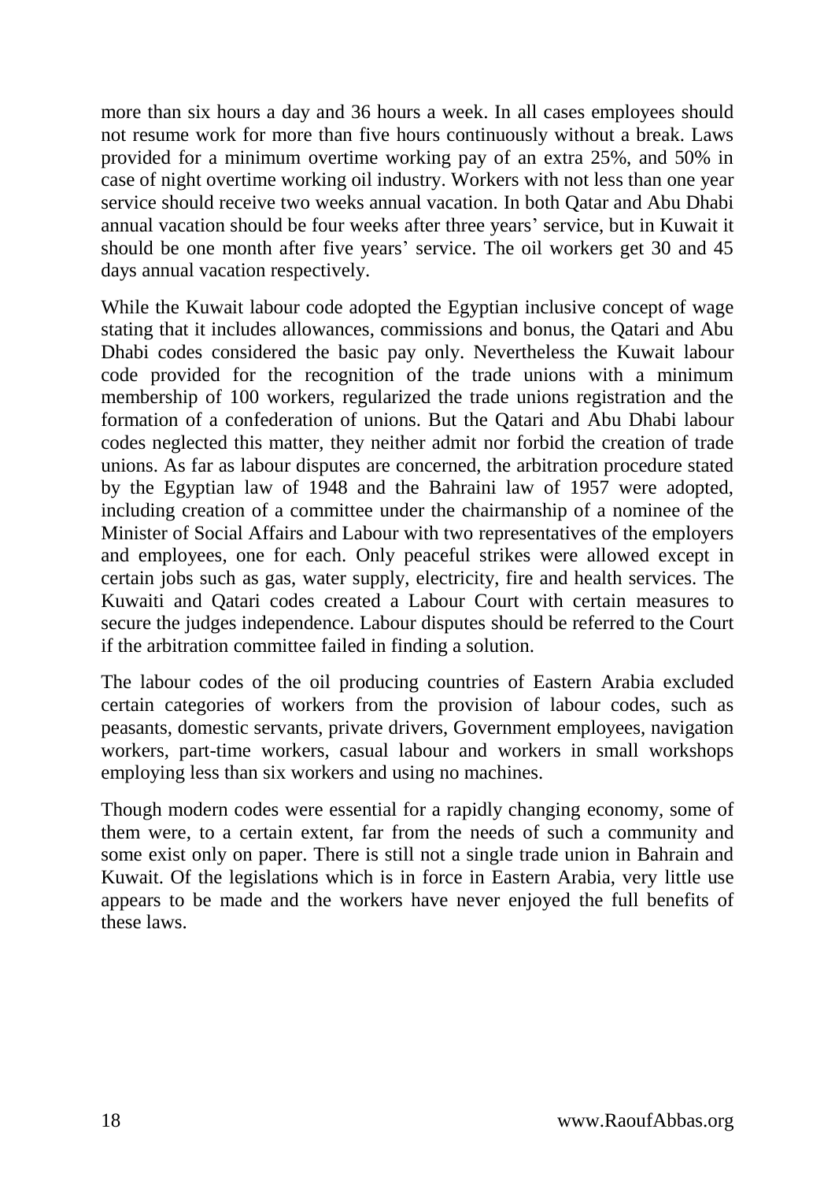more than six hours a day and 36 hours a week. In all cases employees should not resume work for more than five hours continuously without a break. Laws provided for a minimum overtime working pay of an extra 25%, and 50% in case of night overtime working oil industry. Workers with not less than one year service should receive two weeks annual vacation. In both Qatar and Abu Dhabi annual vacation should be four weeks after three years' service, but in Kuwait it should be one month after five years' service. The oil workers get 30 and 45 days annual vacation respectively.

While the Kuwait labour code adopted the Egyptian inclusive concept of wage stating that it includes allowances, commissions and bonus, the Qatari and Abu Dhabi codes considered the basic pay only. Nevertheless the Kuwait labour code provided for the recognition of the trade unions with a minimum membership of 100 workers, regularized the trade unions registration and the formation of a confederation of unions. But the Qatari and Abu Dhabi labour codes neglected this matter, they neither admit nor forbid the creation of trade unions. As far as labour disputes are concerned, the arbitration procedure stated by the Egyptian law of 1948 and the Bahraini law of 1957 were adopted, including creation of a committee under the chairmanship of a nominee of the Minister of Social Affairs and Labour with two representatives of the employers and employees, one for each. Only peaceful strikes were allowed except in certain jobs such as gas, water supply, electricity, fire and health services. The Kuwaiti and Qatari codes created a Labour Court with certain measures to secure the judges independence. Labour disputes should be referred to the Court if the arbitration committee failed in finding a solution.

The labour codes of the oil producing countries of Eastern Arabia excluded certain categories of workers from the provision of labour codes, such as peasants, domestic servants, private drivers, Government employees, navigation workers, part-time workers, casual labour and workers in small workshops employing less than six workers and using no machines.

Though modern codes were essential for a rapidly changing economy, some of them were, to a certain extent, far from the needs of such a community and some exist only on paper. There is still not a single trade union in Bahrain and Kuwait. Of the legislations which is in force in Eastern Arabia, very little use appears to be made and the workers have never enjoyed the full benefits of these laws.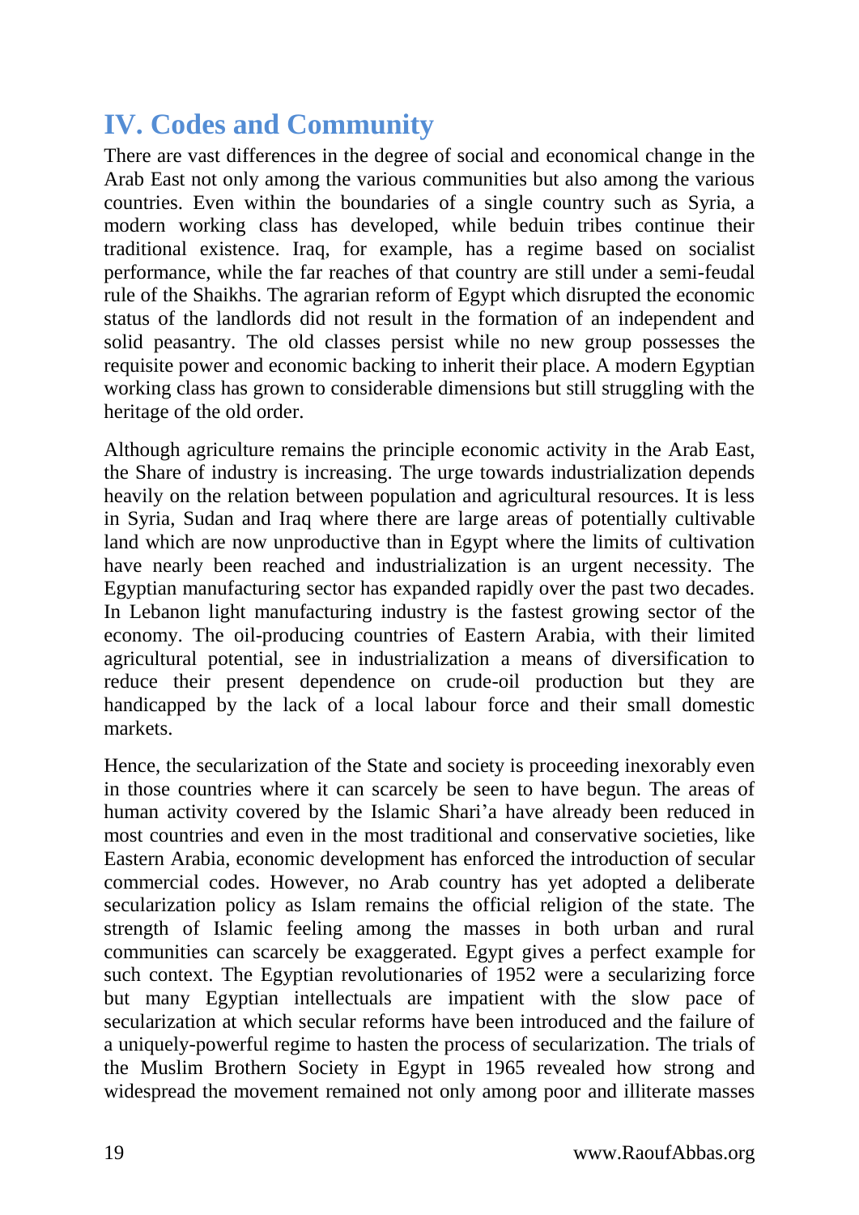## IV. Codes and Community

There are vast differences in the degree of social and economical change in the Arab East not only among the various communities but also among the various countries. Even within the boundaries of a single country such as Syria, a modern working class has developed, while beduin tribes continue their traditional existence. Iraq, for example, has a regime based on socialist performance, while the far reaches of that country are still under a semi-feudal rule of the Shaikhs. The agrarian reform of Egypt which disrupted the economic status of the landlords did not result in the formation of an independent and solid peasantry. The old classes persist while no new group possesses the requisite power and economic backing to inherit their place. A modern Egyptian working class has grown to considerable dimensions but still struggling with the heritage of the old order.

Although agriculture remains the principle economic activity in the Arab East, the Share of industry is increasing. The urge towards industrialization depends heavily on the relation between population and agricultural resources. It is less in Syria, Sudan and Iraq where there are large areas of potentially cultivable land which are now unproductive than in Egypt where the limits of cultivation have nearly been reached and industrialization is an urgent necessity. The Egyptian manufacturing sector has expanded rapidly over the past two decades. In Lebanon light manufacturing industry is the fastest growing sector of the economy. The oil-producing countries of Eastern Arabia, with their limited agricultural potential, see in industrialization a means of diversification to reduce their present dependence on crude-oil production but they are handicapped by the lack of a local labour force and their small domestic markets.

Hence, the secularization of the State and society is proceeding inexorably even in those countries where it can scarcely be seen to have begun. The areas of human activity covered by the Islamic Shari'a have already been reduced in most countries and even in the most traditional and conservative societies, like Eastern Arabia, economic development has enforced the introduction of secular commercial codes. However, no Arab country has yet adopted a deliberate secularization policy as Islam remains the official religion of the state. The strength of Islamic feeling among the masses in both urban and rural communities can scarcely be exaggerated. Egypt gives a perfect example for such context. The Egyptian revolutionaries of 1952 were a secularizing force but many Egyptian intellectuals are impatient with the slow pace of secularization at which secular reforms have been introduced and the failure of a uniquely-powerful regime to hasten the process of secularization. The trials of the Muslim Brothern Society in Egypt in 1965 revealed how strong and widespread the movement remained not only among poor and illiterate masses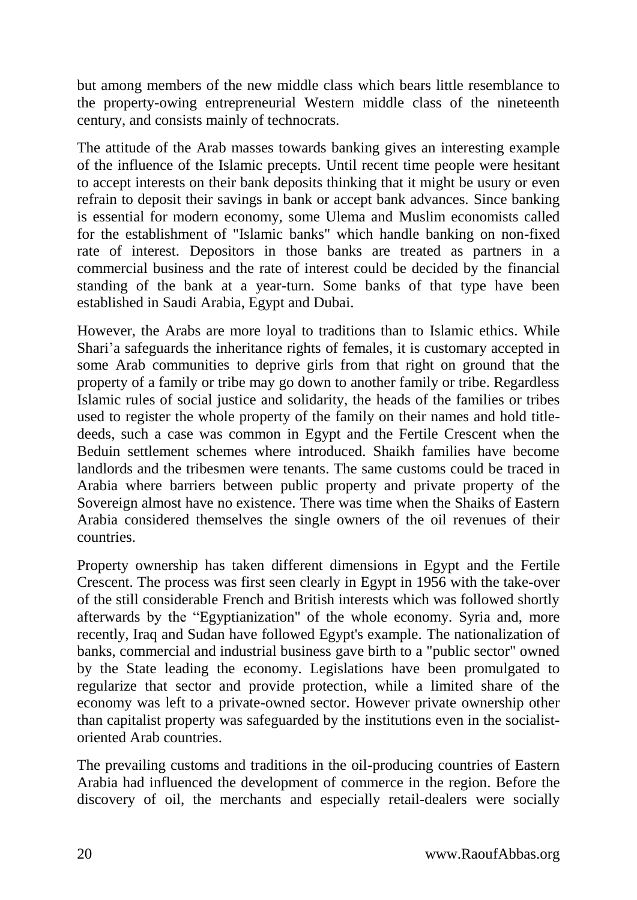but among members of the new middle class which bears little resemblance to the property-owing entrepreneurial Western middle class of the nineteenth century, and consists mainly of technocrats.

The attitude of the Arab masses towards banking gives an interesting example of the influence of the Islamic precepts. Until recent time people were hesitant to accept interests on their bank deposits thinking that it might be usury or even refrain to deposit their savings in bank or accept bank advances. Since banking is essential for modern economy, some Ulema and Muslim economists called for the establishment of "Islamic banks" which handle banking on non-fixed rate of interest. Depositors in those banks are treated as partners in a commercial business and the rate of interest could be decided by the financial standing of the bank at a year-turn. Some banks of that type have been established in Saudi Arabia, Egypt and Dubai.

However, the Arabs are more loyal to traditions than to Islamic ethics. While Shari'a safeguards the inheritance rights of females, it is customary accepted in some Arab communities to deprive girls from that right on ground that the property of a family or tribe may go down to another family or tribe. Regardless Islamic rules of social justice and solidarity, the heads of the families or tribes used to register the whole property of the family on their names and hold title-deeds, such a case was common in Egypt and the Fertile Crescent when the Beduin settlement schemes where introduced. Shaikh families have become landlords and the tribesmen were tenants. The same customs could be traced in Arabia where barriers between public property and private property of the Sovereign almost have no existence. There was time when the Shaiks of Eastern Arabia considered themselves the single owners of the oil revenues of their countries.

Property ownership has taken different dimensions in Egypt and the Fertile Crescent. The process was first seen clearly in Egypt in 1956 with the take-over of the still considerable French and British interests which was followed shortly afterwards by the "Egyptianization" of the whole economy. Syria and, more recently, Iraq and Sudan have followed Egypt's example. The nationalization of banks, commercial and industrial business gave birth to a "public sector" owned by the State leading the economy. Legislations have been promulgated to regularize that sector and provide protection, while a limited share of the economy was left to a private-owned sector. However private ownership other than capitalist property was safeguarded by the institutions even in the socialist-oriented Arab countries.

The prevailing customs and traditions in the oil-producing countries of Eastern Arabia had influenced the development of commerce in the region. Before the discovery of oil, the merchants and especially retail-dealers were socially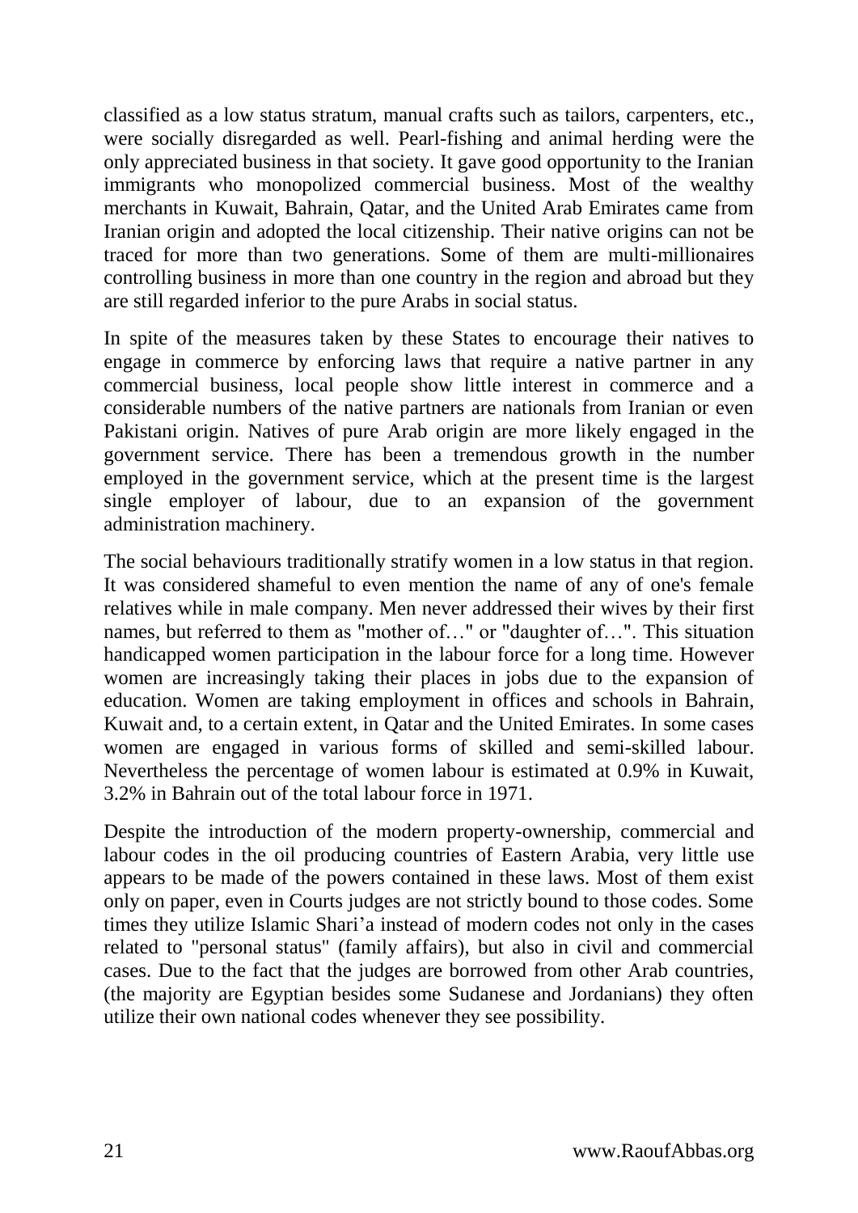classified as a low status stratum, manual crafts such as tailors, carpenters, etc., were socially disregarded as well. Pearl-fishing and animal herding were the only appreciated business in that society. It gave good opportunity to the Iranian immigrants who monopolized commercial business. Most of the wealthy merchants in Kuwait, Bahrain, Qatar, and the United Arab Emirates came from Iranian origin and adopted the local citizenship. Their native origins can not be traced for more than two generations. Some of them are multi-millionaires controlling business in more than one country in the region and abroad but they are still regarded inferior to the pure Arabs in social status.

In spite of the measures taken by these States to encourage their natives to engage in commerce by enforcing laws that require a native partner in any commercial business, local people show little interest in commerce and a considerable numbers of the native partners are nationals from Iranian or even Pakistani origin. Natives of pure Arab origin are more likely engaged in the government service. There has been a tremendous growth in the number employed in the government service, which at the present time is the largest single employer of labour, due to an expansion of the government administration machinery.

The social behaviours traditionally stratify women in a low status in that region. It was considered shameful to even mention the name of any of one's female relatives while in male company. Men never addressed their wives by their first names, but referred to them as "mother of…" or "daughter of…". This situation handicapped women participation in the labour force for a long time. However women are increasingly taking their places in jobs due to the expansion of education. Women are taking employment in offices and schools in Bahrain, Kuwait and, to a certain extent, in Qatar and the United Emirates. In some cases women are engaged in various forms of skilled and semi-skilled labour. Nevertheless the percentage of women labour is estimated at 0.9% in Kuwait, 3.2% in Bahrain out of the total labour force in 1971.

Despite the introduction of the modern property-ownership, commercial and labour codes in the oil producing countries of Eastern Arabia, very little use appears to be made of the powers contained in these laws. Most of them exist only on paper, even in Courts judges are not strictly bound to those codes. Some times they utilize Islamic Shari'a instead of modern codes not only in the cases related to "personal status" (family affairs), but also in civil and commercial cases. Due to the fact that the judges are borrowed from other Arab countries, (the majority are Egyptian besides some Sudanese and Jordanians) they often utilize their own national codes whenever they see possibility.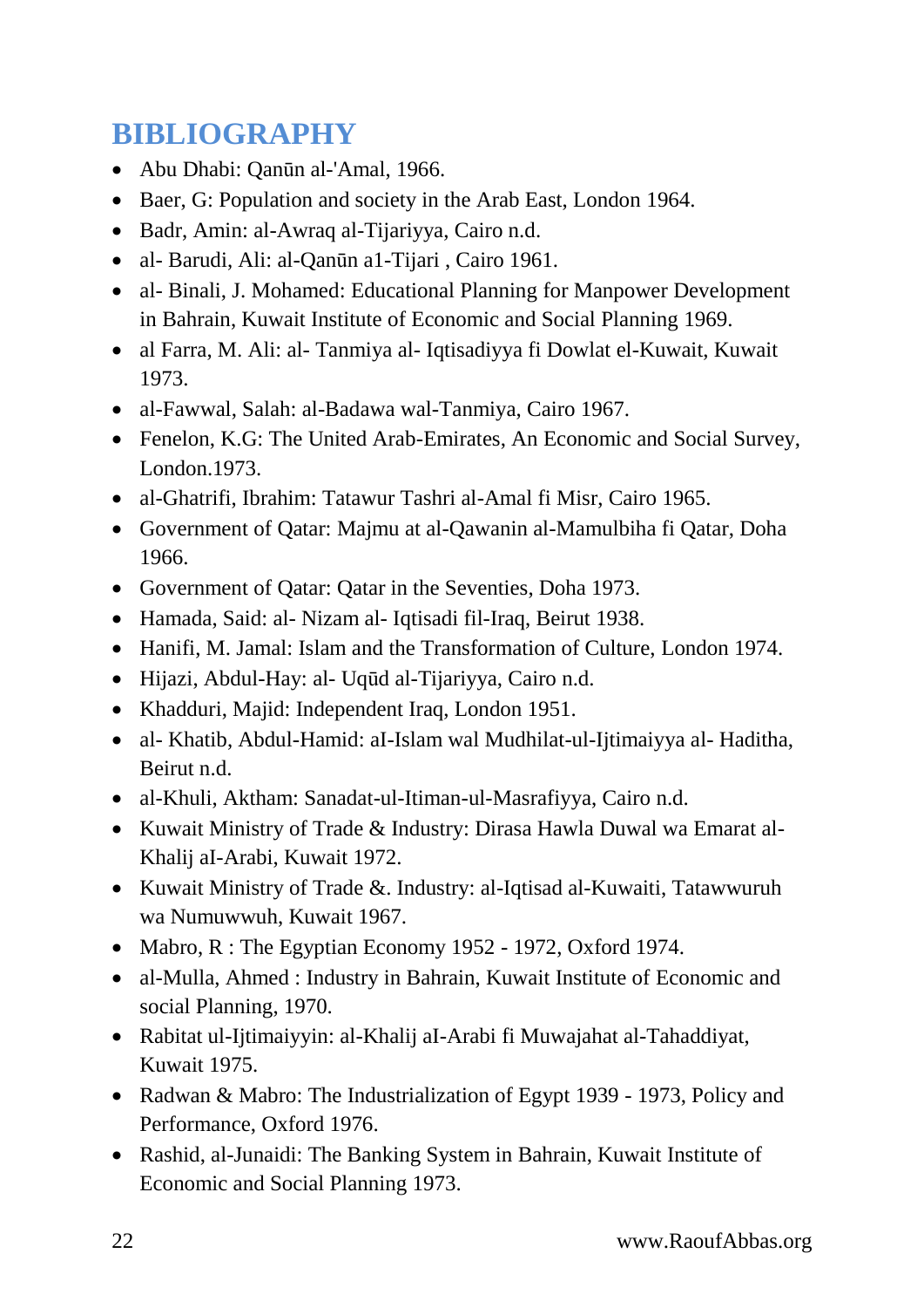# BIBLIOGRAPHY

- Abu Dhabi: Qanūn al-'Amal, 1966.
- Baer, G: Population and society in the Arab East, London 1964.
- Badr, Amin: al-Awraq al-Tijariyya, Cairo n.d.
- al- Barudi, Ali: al-Qanūn a1-Tijari , Cairo 1961.
- al- Binali, J. Mohamed: Educational Planning for Manpower Development in Bahrain, Kuwait Institute of Economic and Social Planning 1969.
- al Farra, M. Ali: al- Tanmiya al- Iqtisadiyya fi Dowlat el-Kuwait, Kuwait 1973.
- al-Fawwal, Salah: al-Badawa wal-Tanmiya, Cairo 1967.
- Fenelon, K.G: The United Arab-Emirates, An Economic and Social Survey, London.1973.
- al-Ghatrifi, Ibrahim: Tatawur Tashri al-Amal fi Misr, Cairo 1965.
- Government of Qatar: Majmu at al-Qawanin al-Mamulbiha fi Qatar, Doha 1966.
- Government of Qatar: Qatar in the Seventies, Doha 1973.
- Hamada, Said: al- Nizam al- Iqtisadi fil-Iraq, Beirut 1938.
- Hanifi, M. Jamal: Islam and the Transformation of Culture, London 1974.
- Hijazi, Abdul-Hay: al- Uqūd al-Tijariyya, Cairo n.d.
- Khadduri, Majid: Independent Iraq, London 1951.
- al- Khatib, Abdul-Hamid: aI-Islam wal Mudhilat-ul-Ijtimaiyya al- Haditha, Beirut n.d.
- al-Khuli, Aktham: Sanadat-ul-Itiman-ul-Masrafiyya, Cairo n.d.
- Kuwait Ministry of Trade & Industry: Dirasa Hawla Duwal wa Emarat al-Khalij aI-Arabi, Kuwait 1972.
- Kuwait Ministry of Trade &. Industry: al-Iqtisad al-Kuwaiti, Tatawwuruh wa Numuwwuh, Kuwait 1967.
- Mabro, R : The Egyptian Economy 1952 - 1972, Oxford 1974.
- al-Mulla, Ahmed : Industry in Bahrain, Kuwait Institute of Economic and social Planning, 1970.
- Rabitat ul-Ijtimaiyyin: al-Khalij aI-Arabi fi Muwajahat al-Tahaddiyat, Kuwait 1975.
- Radwan & Mabro: The Industrialization of Egypt 1939 - 1973, Policy and Performance, Oxford 1976.
- Rashid, al-Junaidi: The Banking System in Bahrain, Kuwait Institute of Economic and Social Planning 1973.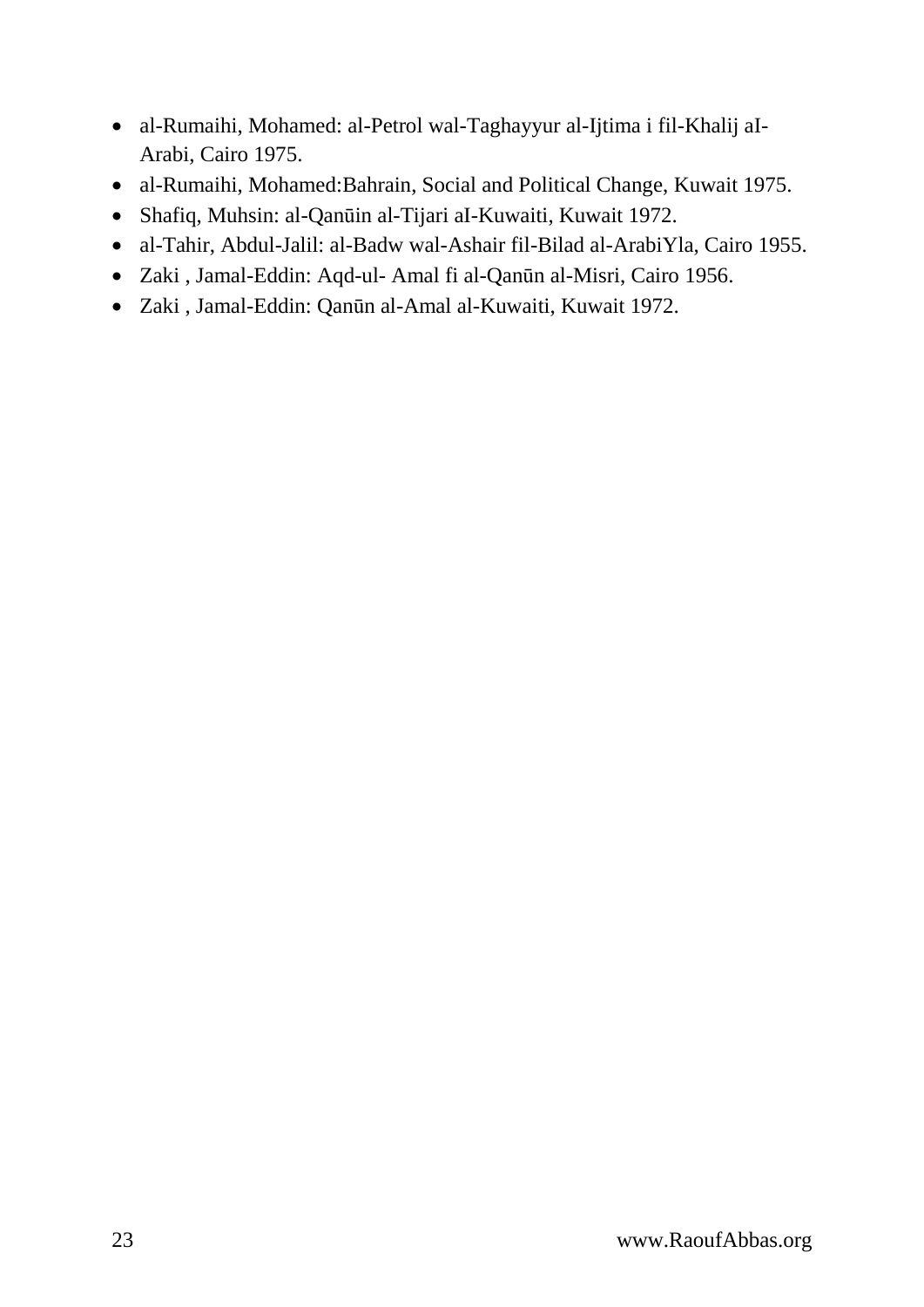- al-Rumaihi, Mohamed: al-Petrol wal-Taghayyur al-Ijtima i fil-Khalij aI-Arabi, Cairo 1975.
- al-Rumaihi, Mohamed:Bahrain, Social and Political Change, Kuwait 1975.
- Shafiq, Muhsin: al-Qanūin al-Tijari aI-Kuwaiti, Kuwait 1972.
- al-Tahir, Abdul-Jalil: al-Badw wal-Ashair fil-Bilad al-ArabiYla, Cairo 1955.
- Zaki , Jamal-Eddin: Aqd-ul- Amal fi al-Qanūn al-Misri, Cairo 1956.
- Zaki , Jamal-Eddin: Qanūn al-Amal al-Kuwaiti, Kuwait 1972.